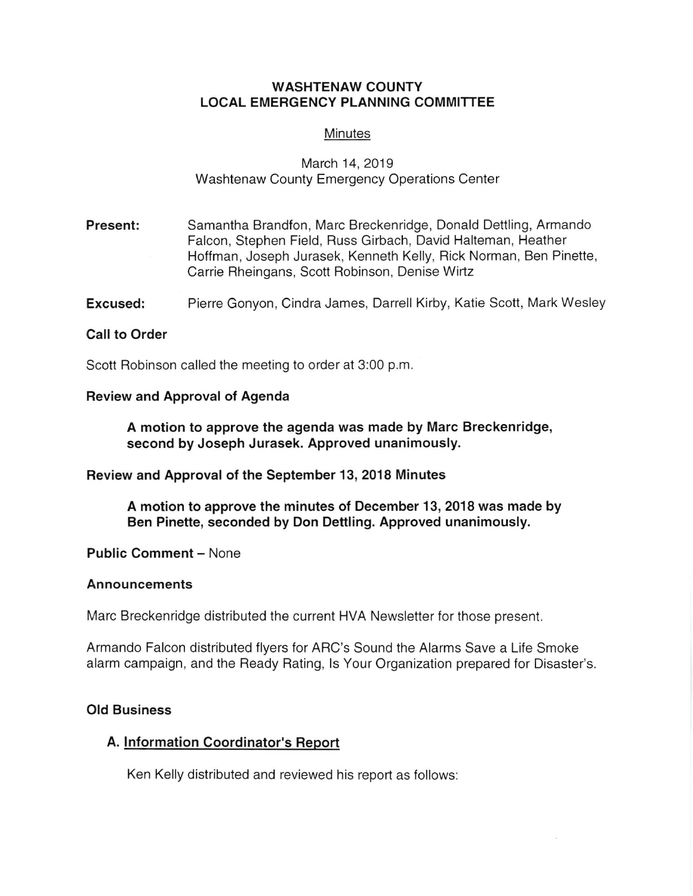# WASHTENAW COUNTY
# LOCAL EMERGENCY PLANNING COMMITTEE

Minutes

March 14, 2019
Washtenaw County Emergency Operations Center

**Present:** Samantha Brandfon, Marc Breckenridge, Donald Dettling, Armando Falcon, Stephen Field, Russ Girbach, David Halteman, Heather Hoffman, Joseph Jurasek, Kenneth Kelly, Rick Norman, Ben Pinette, Carrie Rheingans, Scott Robinson, Denise Wirtz

**Excused:** Pierre Gonyon, Cindra James, Darrell Kirby, Katie Scott, Mark Wesley

### Call to Order

Scott Robinson called the meeting to order at 3:00 p.m.

### Review and Approval of Agenda

**A motion to approve the agenda was made by Marc Breckenridge, second by Joseph Jurasek. Approved unanimously.**

### Review and Approval of the September 13, 2018 Minutes

**A motion to approve the minutes of December 13, 2018 was made by Ben Pinette, seconded by Don Dettling. Approved unanimously.**

**Public Comment** – None

### Announcements

Marc Breckenridge distributed the current HVA Newsletter for those present.

Armando Falcon distributed flyers for ARC's Sound the Alarms Save a Life Smoke alarm campaign, and the Ready Rating, Is Your Organization prepared for Disaster's.

### Old Business

#### A. Information Coordinator's Report

Ken Kelly distributed and reviewed his report as follows: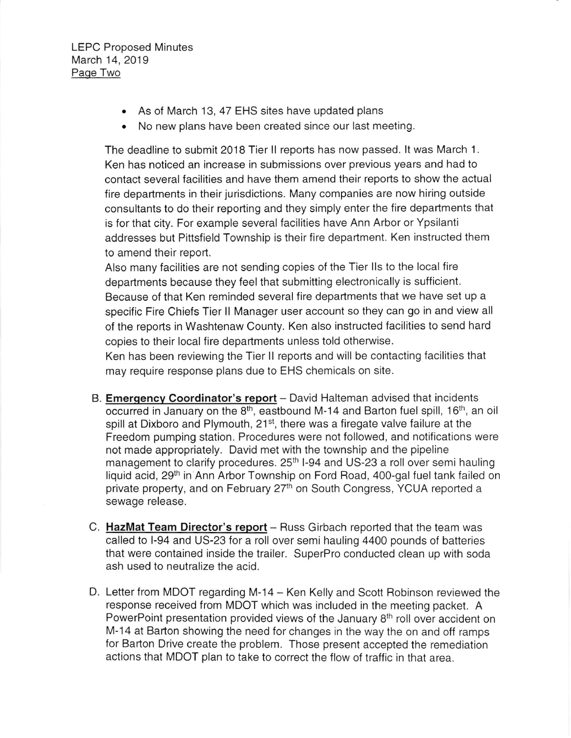- As of March 13, 47 EHS sites have updated plans
- No new plans have been created since our last meeting.

The deadline to submit 2018 Tier II reports has now passed. It was March 1. Ken has noticed an increase in submissions over previous years and had to contact several facilities and have them amend their reports to show the actual fire departments in their jurisdictions. Many companies are now hiring outside consultants to do their reporting and they simply enter the fire departments that is for that city. For example several facilities have Ann Arbor or Ypsilanti addresses but Pittsfield Township is their fire department. Ken instructed them to amend their report.

Also many facilities are not sending copies of the Tier IIs to the local fire departments because they feel that submitting electronically is sufficient. Because of that Ken reminded several fire departments that we have set up a specific Fire Chiefs Tier II Manager user account so they can go in and view all of the reports in Washtenaw County. Ken also instructed facilities to send hard copies to their local fire departments unless told otherwise.

Ken has been reviewing the Tier II reports and will be contacting facilities that may require response plans due to EHS chemicals on site.

B. **Emergency Coordinator's report** – David Halteman advised that incidents occurred in January on the 8th, eastbound M-14 and Barton fuel spill, 16th, an oil spill at Dixboro and Plymouth, 21st, there was a firegate valve failure at the Freedom pumping station. Procedures were not followed, and notifications were not made appropriately. David met with the township and the pipeline management to clarify procedures. 25th I-94 and US-23 a roll over semi hauling liquid acid, 29th in Ann Arbor Township on Ford Road, 400-gal fuel tank failed on private property, and on February 27th on South Congress, YCUA reported a sewage release.

C. **HazMat Team Director's report** – Russ Girbach reported that the team was called to I-94 and US-23 for a roll over semi hauling 4400 pounds of batteries that were contained inside the trailer. SuperPro conducted clean up with soda ash used to neutralize the acid.

D. Letter from MDOT regarding M-14 – Ken Kelly and Scott Robinson reviewed the response received from MDOT which was included in the meeting packet. A PowerPoint presentation provided views of the January 8th roll over accident on M-14 at Barton showing the need for changes in the way the on and off ramps for Barton Drive create the problem. Those present accepted the remediation actions that MDOT plan to take to correct the flow of traffic in that area.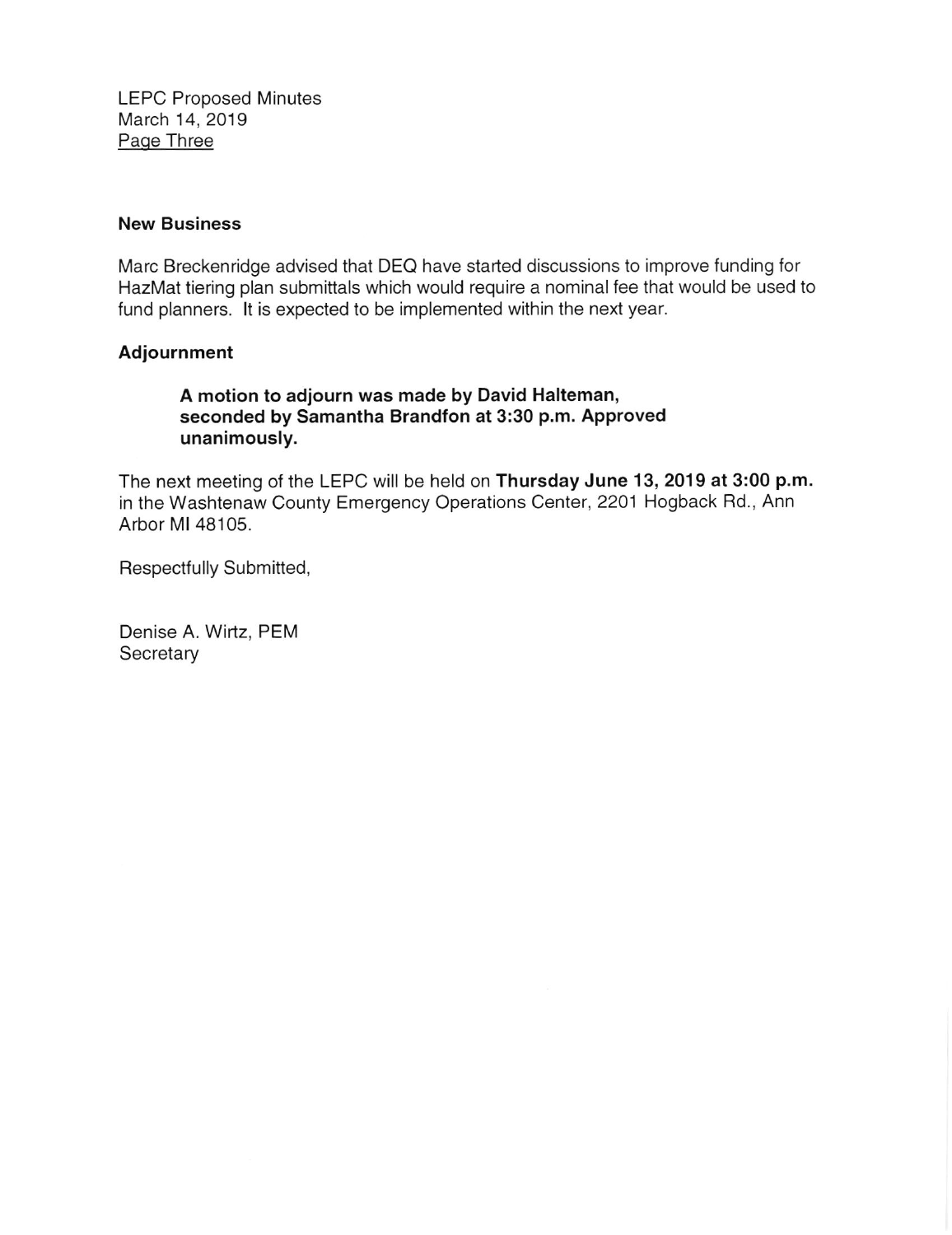## New Business

Marc Breckenridge advised that DEQ have started discussions to improve funding for HazMat tiering plan submittals which would require a nominal fee that would be used to fund planners. It is expected to be implemented within the next year.

## Adjournment

> **A motion to adjourn was made by David Halteman, seconded by Samantha Brandfon at 3:30 p.m. Approved unanimously.**

The next meeting of the LEPC will be held on **Thursday June 13, 2019 at 3:00 p.m.** in the Washtenaw County Emergency Operations Center, 2201 Hogback Rd., Ann Arbor MI 48105.

Respectfully Submitted,

Denise A. Wirtz, PEM
Secretary